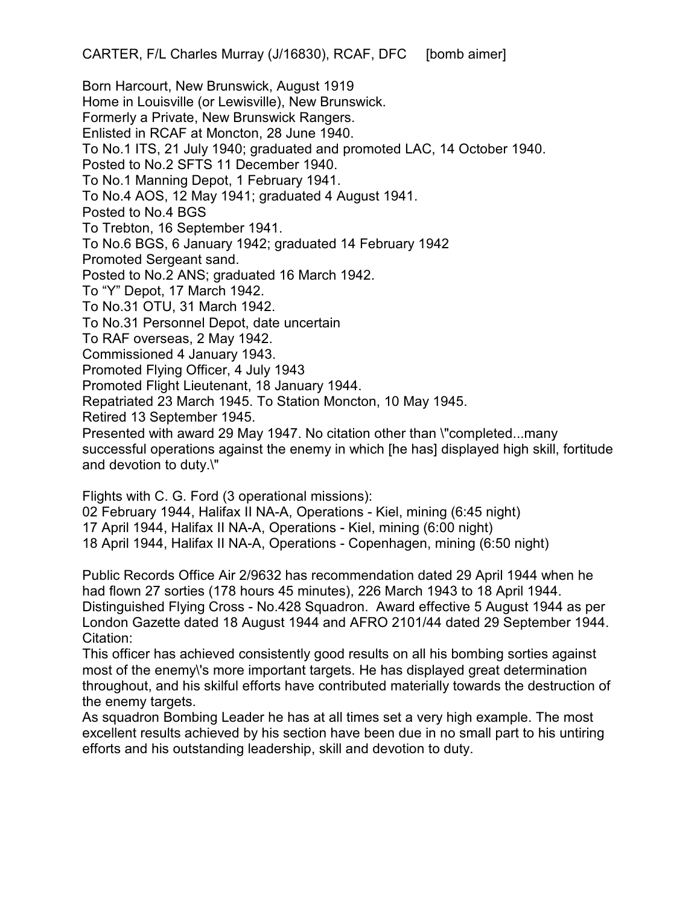CARTER, F/L Charles Murray (J/16830), RCAF, DFC [bomb aimer]

Born Harcourt, New Brunswick, August 1919
Home in Louisville (or Lewisville), New Brunswick.
Formerly a Private, New Brunswick Rangers.
Enlisted in RCAF at Moncton, 28 June 1940.
To No.1 ITS, 21 July 1940; graduated and promoted LAC, 14 October 1940.
Posted to No.2 SFTS 11 December 1940.
To No.1 Manning Depot, 1 February 1941.
To No.4 AOS, 12 May 1941; graduated 4 August 1941.
Posted to No.4 BGS
To Trebton, 16 September 1941.
To No.6 BGS, 6 January 1942; graduated 14 February 1942
Promoted Sergeant sand.
Posted to No.2 ANS; graduated 16 March 1942.
To "Y" Depot, 17 March 1942.
To No.31 OTU, 31 March 1942.
To No.31 Personnel Depot, date uncertain
To RAF overseas, 2 May 1942.
Commissioned 4 January 1943.
Promoted Flying Officer, 4 July 1943
Promoted Flight Lieutenant, 18 January 1944.
Repatriated 23 March 1945. To Station Moncton, 10 May 1945.
Retired 13 September 1945.
Presented with award 29 May 1947. No citation other than \"completed...many successful operations against the enemy in which [he has] displayed high skill, fortitude and devotion to duty.\"

Flights with C. G. Ford (3 operational missions):
02 February 1944, Halifax II NA-A, Operations - Kiel, mining (6:45 night)
17 April 1944, Halifax II NA-A, Operations - Kiel, mining (6:00 night)
18 April 1944, Halifax II NA-A, Operations - Copenhagen, mining (6:50 night)

Public Records Office Air 2/9632 has recommendation dated 29 April 1944 when he had flown 27 sorties (178 hours 45 minutes), 226 March 1943 to 18 April 1944.
Distinguished Flying Cross - No.428 Squadron. Award effective 5 August 1944 as per London Gazette dated 18 August 1944 and AFRO 2101/44 dated 29 September 1944.
Citation:
This officer has achieved consistently good results on all his bombing sorties against most of the enemy\'s more important targets. He has displayed great determination throughout, and his skilful efforts have contributed materially towards the destruction of the enemy targets.
As squadron Bombing Leader he has at all times set a very high example. The most excellent results achieved by his section have been due in no small part to his untiring efforts and his outstanding leadership, skill and devotion to duty.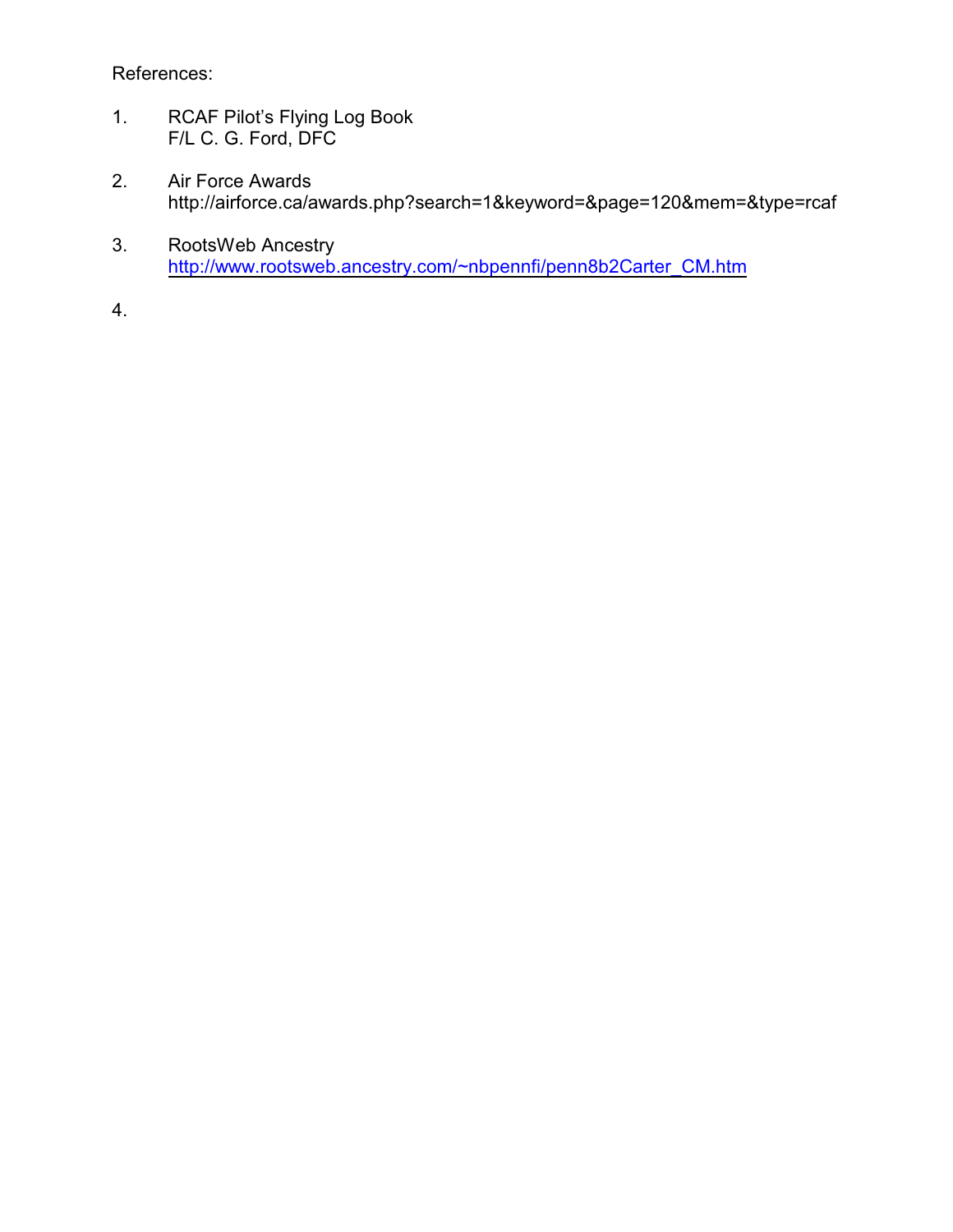References:

1. RCAF Pilot's Flying Log Book
   F/L C. G. Ford, DFC

2. Air Force Awards
   http://airforce.ca/awards.php?search=1&keyword=&page=120&mem=&type=rcaf

3. RootsWeb Ancestry
   http://www.rootsweb.ancestry.com/~nbpennfi/penn8b2Carter_CM.htm

4.